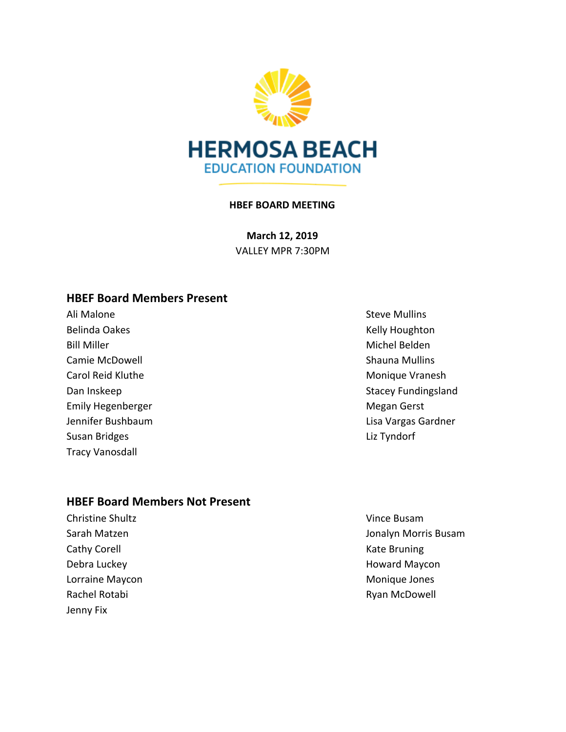# HERMOSA BEACH
## EDUCATION FOUNDATION

**HBEF BOARD MEETING**

**March 12, 2019**
VALLEY MPR 7:30PM

## HBEF Board Members Present

Ali Malone
Belinda Oakes
Bill Miller
Camie McDowell
Carol Reid Kluthe
Dan Inskeep
Emily Hegenberger
Jennifer Bushbaum
Susan Bridges
Tracy Vanosdall
Steve Mullins
Kelly Houghton
Michel Belden
Shauna Mullins
Monique Vranesh
Stacey Fundingsland
Megan Gerst
Lisa Vargas Gardner
Liz Tyndorf

## HBEF Board Members Not Present

Christine Shultz
Sarah Matzen
Cathy Corell
Debra Luckey
Lorraine Maycon
Rachel Rotabi
Jenny Fix
Vince Busam
Jonalyn Morris Busam
Kate Bruning
Howard Maycon
Monique Jones
Ryan McDowell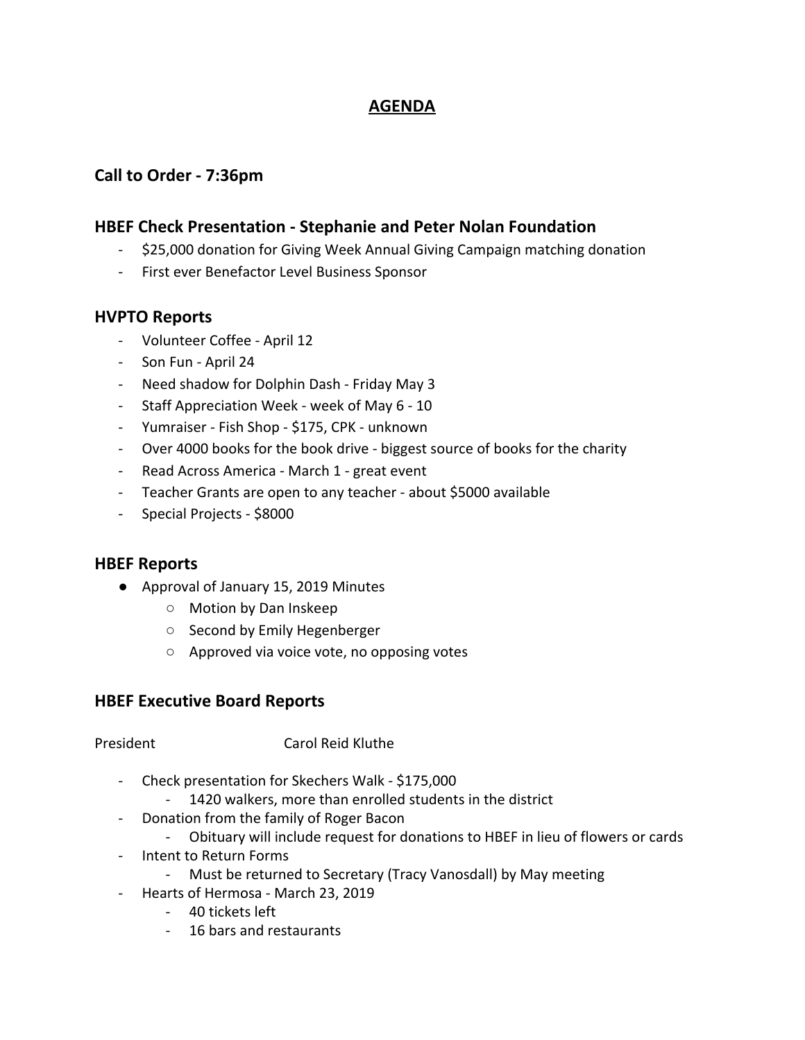# AGENDA

## Call to Order - 7:36pm

## HBEF Check Presentation - Stephanie and Peter Nolan Foundation

- $25,000 donation for Giving Week Annual Giving Campaign matching donation
- First ever Benefactor Level Business Sponsor

## HVPTO Reports

- Volunteer Coffee - April 12
- Son Fun - April 24
- Need shadow for Dolphin Dash - Friday May 3
- Staff Appreciation Week - week of May 6 - 10
- Yumraiser - Fish Shop - $175, CPK - unknown
- Over 4000 books for the book drive - biggest source of books for the charity
- Read Across America - March 1 - great event
- Teacher Grants are open to any teacher - about $5000 available
- Special Projects - $8000

## HBEF Reports

- Approval of January 15, 2019 Minutes
  - Motion by Dan Inskeep
  - Second by Emily Hegenberger
  - Approved via voice vote, no opposing votes

## HBEF Executive Board Reports

President Carol Reid Kluthe

- Check presentation for Skechers Walk - $175,000
  - 1420 walkers, more than enrolled students in the district
- Donation from the family of Roger Bacon
  - Obituary will include request for donations to HBEF in lieu of flowers or cards
- Intent to Return Forms
  - Must be returned to Secretary (Tracy Vanosdall) by May meeting
- Hearts of Hermosa - March 23, 2019
  - 40 tickets left
  - 16 bars and restaurants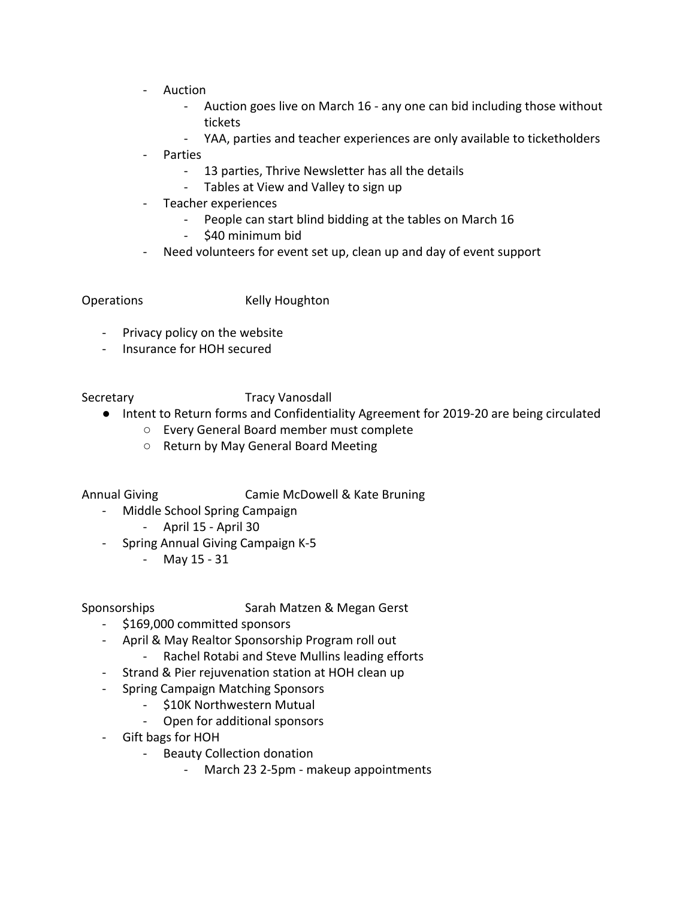- Auction
    - Auction goes live on March 16 - any one can bid including those without tickets
    - YAA, parties and teacher experiences are only available to ticketholders
- Parties
    - 13 parties, Thrive Newsletter has all the details
    - Tables at View and Valley to sign up
- Teacher experiences
    - People can start blind bidding at the tables on March 16
    - $40 minimum bid
- Need volunteers for event set up, clean up and day of event support

Operations Kelly Houghton

- Privacy policy on the website
- Insurance for HOH secured

Secretary Tracy Vanosdall

- Intent to Return forms and Confidentiality Agreement for 2019-20 are being circulated
    - Every General Board member must complete
    - Return by May General Board Meeting

Annual Giving Camie McDowell & Kate Bruning

- Middle School Spring Campaign
    - April 15 - April 30
- Spring Annual Giving Campaign K-5
    - May 15 - 31

Sponsorships Sarah Matzen & Megan Gerst

- $169,000 committed sponsors
- April & May Realtor Sponsorship Program roll out
    - Rachel Rotabi and Steve Mullins leading efforts
- Strand & Pier rejuvenation station at HOH clean up
- Spring Campaign Matching Sponsors
    - $10K Northwestern Mutual
    - Open for additional sponsors
- Gift bags for HOH
    - Beauty Collection donation
        - March 23 2-5pm - makeup appointments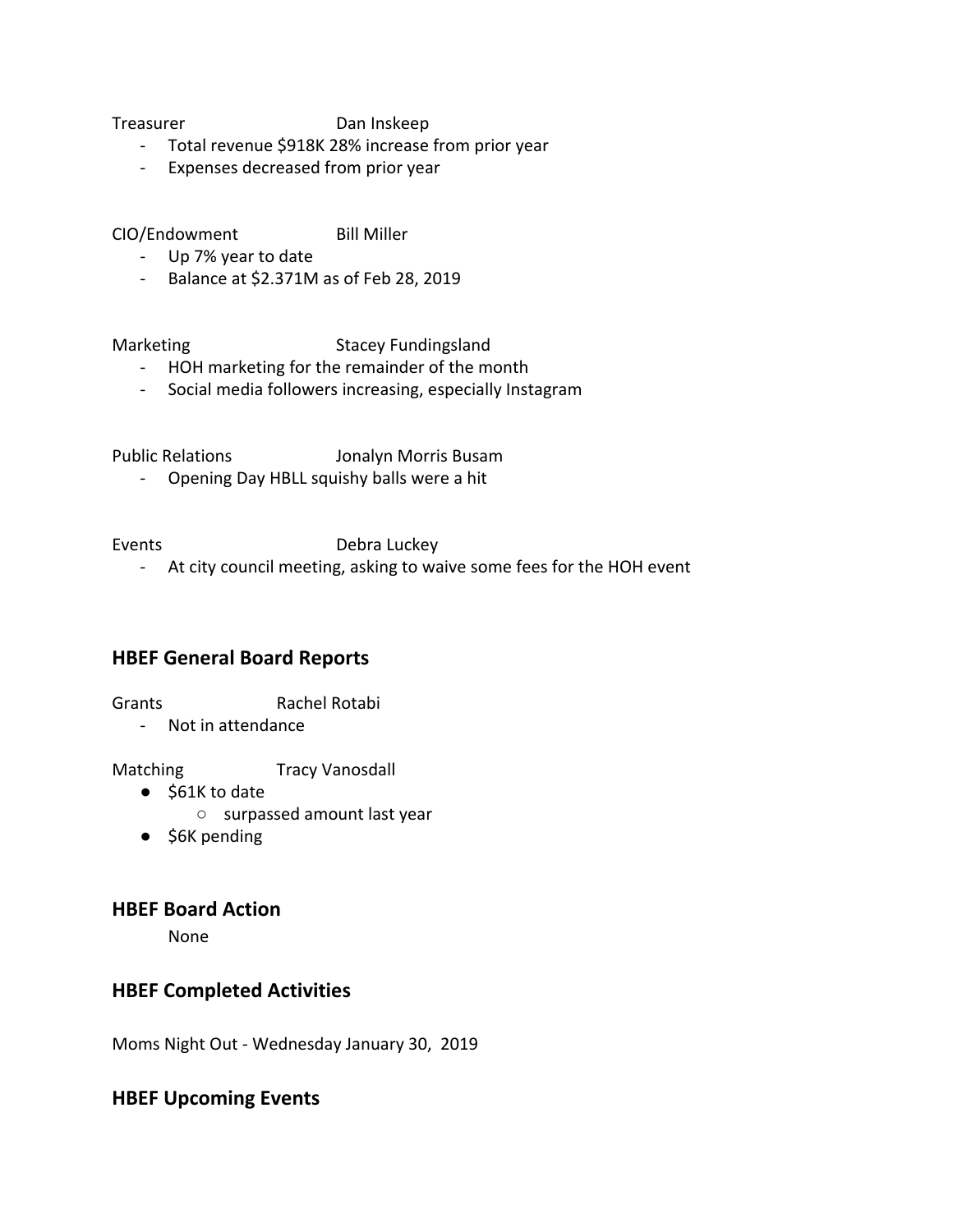Treasurer Dan Inskeep

- Total revenue $918K 28% increase from prior year
- Expenses decreased from prior year

CIO/Endowment Bill Miller

- Up 7% year to date
- Balance at $2.371M as of Feb 28, 2019

Marketing Stacey Fundingsland

- HOH marketing for the remainder of the month
- Social media followers increasing, especially Instagram

Public Relations Jonalyn Morris Busam

- Opening Day HBLL squishy balls were a hit

Events Debra Luckey

- At city council meeting, asking to waive some fees for the HOH event

## HBEF General Board Reports

Grants Rachel Rotabi

- Not in attendance

Matching Tracy Vanosdall

- $61K to date
  - surpassed amount last year
- $6K pending

## HBEF Board Action

None

## HBEF Completed Activities

Moms Night Out - Wednesday January 30, 2019

## HBEF Upcoming Events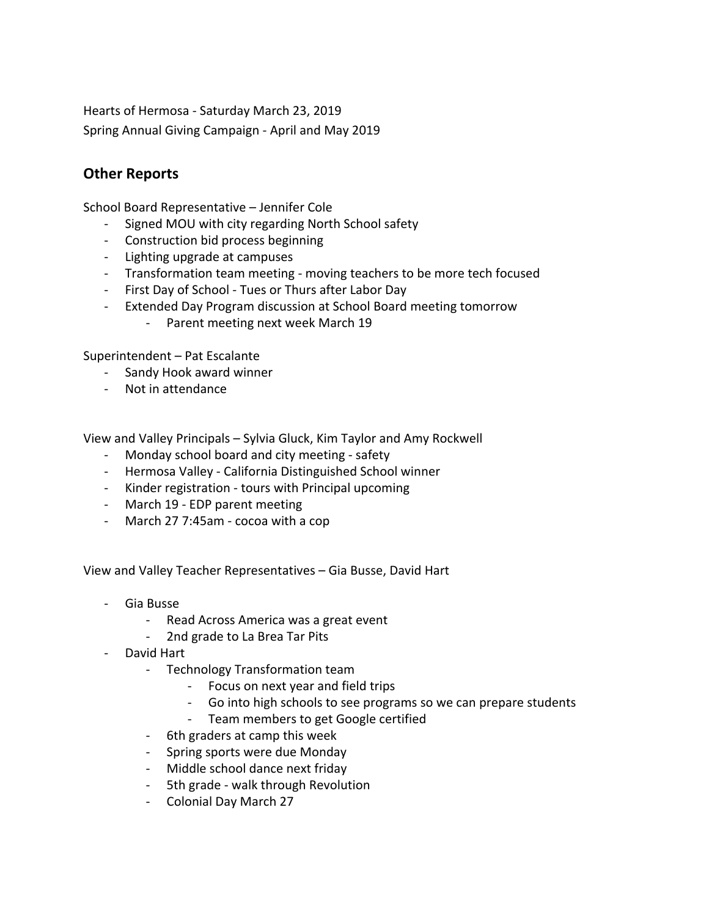Hearts of Hermosa - Saturday March 23, 2019

Spring Annual Giving Campaign - April and May 2019

## Other Reports

School Board Representative – Jennifer Cole

- Signed MOU with city regarding North School safety
- Construction bid process beginning
- Lighting upgrade at campuses
- Transformation team meeting - moving teachers to be more tech focused
- First Day of School - Tues or Thurs after Labor Day
- Extended Day Program discussion at School Board meeting tomorrow
    - Parent meeting next week March 19

Superintendent – Pat Escalante

- Sandy Hook award winner
- Not in attendance

View and Valley Principals – Sylvia Gluck, Kim Taylor and Amy Rockwell

- Monday school board and city meeting - safety
- Hermosa Valley - California Distinguished School winner
- Kinder registration - tours with Principal upcoming
- March 19 - EDP parent meeting
- March 27 7:45am - cocoa with a cop

View and Valley Teacher Representatives – Gia Busse, David Hart

- Gia Busse
    - Read Across America was a great event
    - 2nd grade to La Brea Tar Pits
- David Hart
    - Technology Transformation team
        - Focus on next year and field trips
        - Go into high schools to see programs so we can prepare students
        - Team members to get Google certified
    - 6th graders at camp this week
    - Spring sports were due Monday
    - Middle school dance next friday
    - 5th grade - walk through Revolution
    - Colonial Day March 27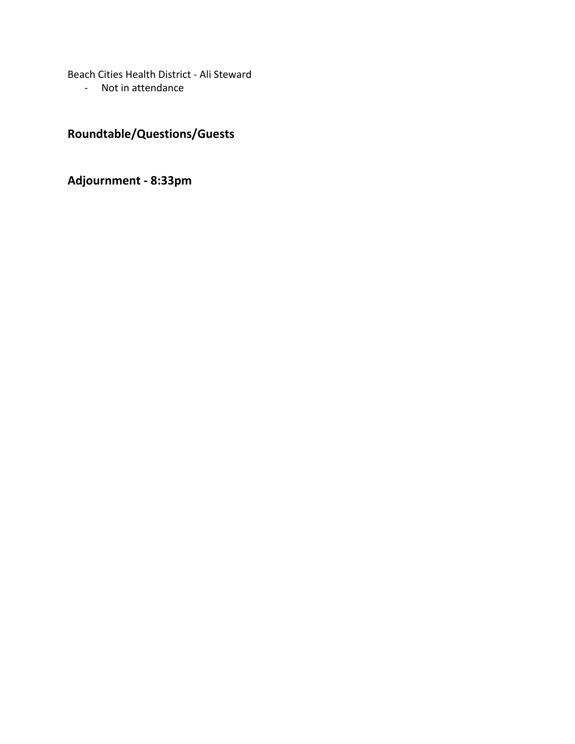Beach Cities Health District - Ali Steward

- Not in attendance

## Roundtable/Questions/Guests

## Adjournment - 8:33pm